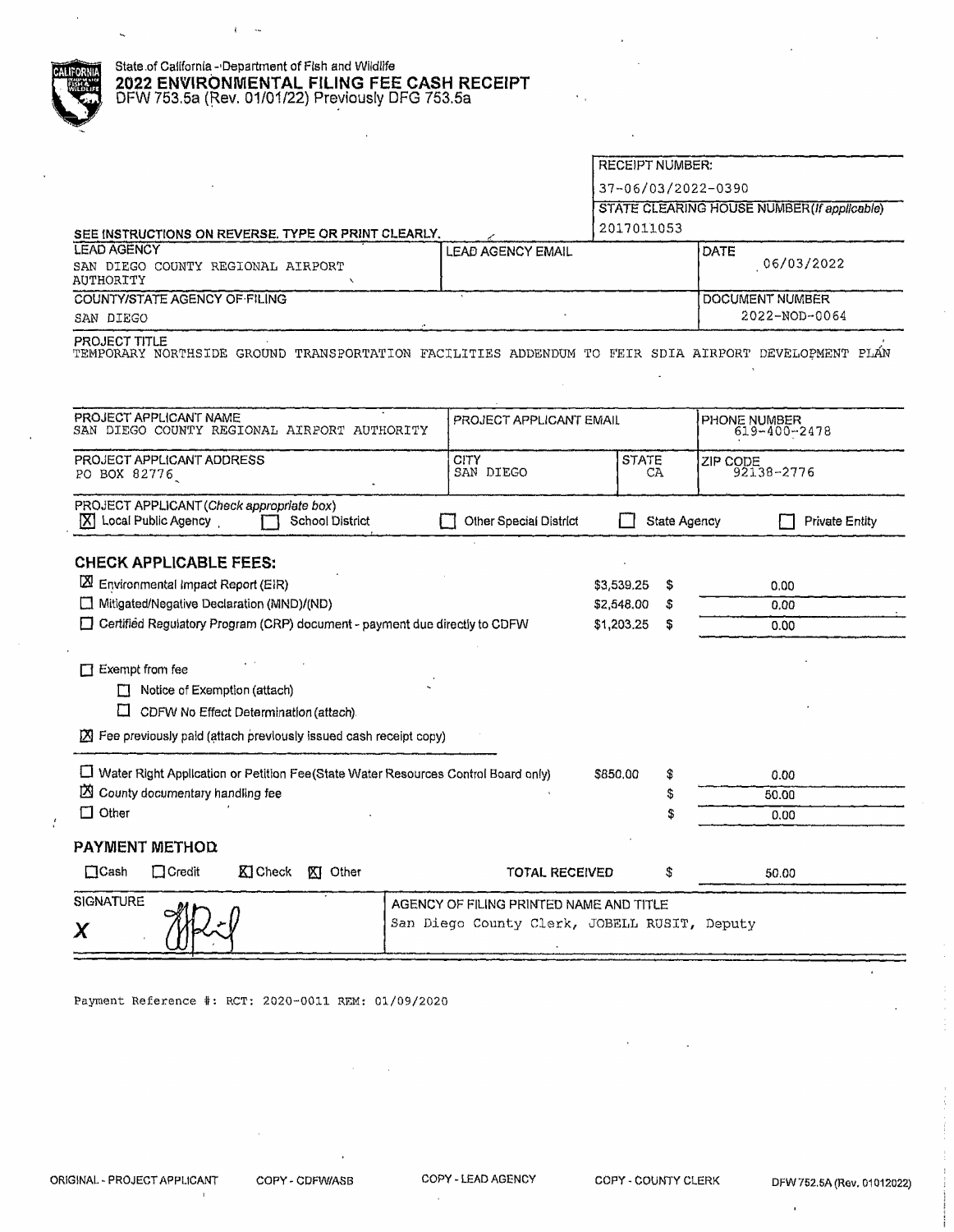State of California - Department of Fish and Wildlife

# 2022 ENVIRONMENTAL FILING FEE CASH RECEIPT

DFW 753.5a (Rev. 01/01/22) Previously DFG 753.5a

| | |
|---|---|
| RECEIPT NUMBER: | 37-06/03/2022-0390 |
| STATE CLEARING HOUSE NUMBER (If applicable) | 2017011053 |

SEE INSTRUCTIONS ON REVERSE. TYPE OR PRINT CLEARLY.

| LEAD AGENCY | LEAD AGENCY EMAIL | DATE |
|---|---|---|
| SAN DIEGO COUNTY REGIONAL AIRPORT AUTHORITY | | 06/03/2022 |

| COUNTY/STATE AGENCY OF FILING | DOCUMENT NUMBER |
|---|---|
| SAN DIEGO | 2022-NOD-0064 |

PROJECT TITLE
TEMPORARY NORTHSIDE GROUND TRANSPORTATION FACILITIES ADDENDUM TO FEIR SDIA AIRPORT DEVELOPMENT PLAN

| PROJECT APPLICANT NAME | PROJECT APPLICANT EMAIL | | PHONE NUMBER |
|---|---|---|---|
| SAN DIEGO COUNTY REGIONAL AIRPORT AUTHORITY | | | 619-400-2478 |
| **PROJECT APPLICANT ADDRESS** | **CITY** | **STATE** | **ZIP CODE** |
| PO BOX 82776 | SAN DIEGO | CA | 92138-2776 |

PROJECT APPLICANT (Check appropriate box)
[X] Local Public Agency [ ] School District [ ] Other Special District [ ] State Agency [ ] Private Entity

## CHECK APPLICABLE FEES:

| | | |
|---|---|---|
| [X] Environmental Impact Report (EIR) | $3,539.25 | $ 0.00 |
| [ ] Mitigated/Negative Declaration (MND)/(ND) | $2,548.00 | $ 0.00 |
| [ ] Certified Regulatory Program (CRP) document - payment due directly to CDFW | $1,203.25 | $ 0.00 |

[ ] Exempt from fee
- [ ] Notice of Exemption (attach)
- [ ] CDFW No Effect Determination (attach)

[X] Fee previously paid (attach previously issued cash receipt copy)

| | | |
|---|---|---|
| [ ] Water Right Application or Petition Fee (State Water Resources Control Board only) | $850.00 | $ 0.00 |
| [X] County documentary handling fee | | $ 50.00 |
| [ ] Other | | $ 0.00 |

## PAYMENT METHOD

[ ] Cash [ ] Credit [X] Check [X] Other

TOTAL RECEIVED $ 50.00

| SIGNATURE | AGENCY OF FILING PRINTED NAME AND TITLE |
|---|---|
| X (signature) | San Diego County Clerk, JOBELL RUSIT, Deputy |

Payment Reference #: RCT: 2020-0011 REM: 01/09/2020

ORIGINAL - PROJECT APPLICANT COPY - CDFW/ASB COPY - LEAD AGENCY COPY - COUNTY CLERK DFW 753.5A (Rev. 01012022)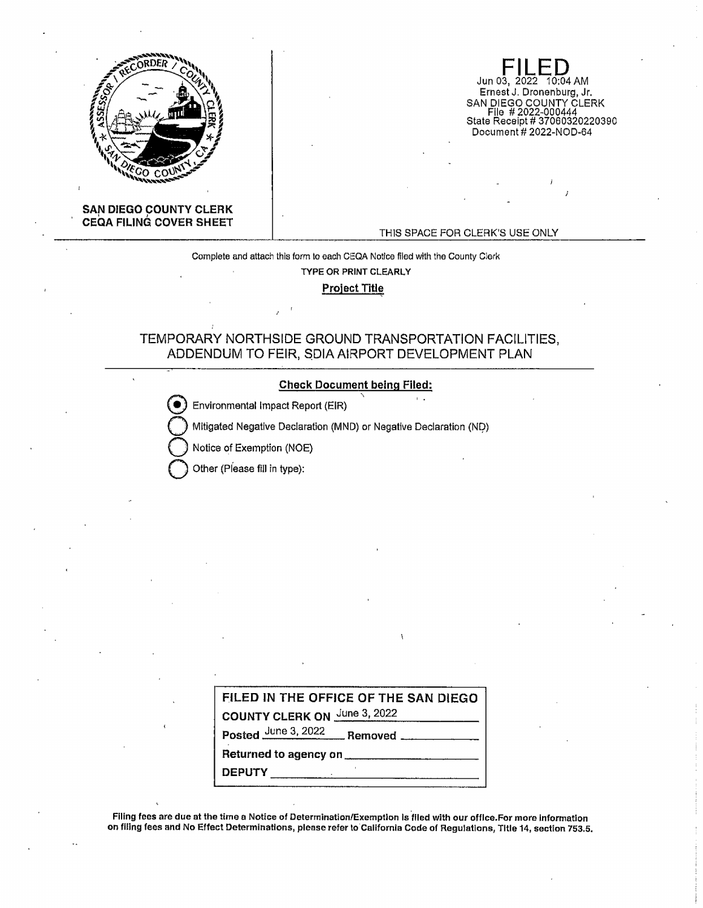**SAN DIEGO COUNTY CLERK**
**CEQA FILING COVER SHEET**

**FILED**
Jun 03, 2022 10:04 AM
Ernest J. Dronenburg, Jr.
SAN DIEGO COUNTY CLERK
File # 2022-000444
State Receipt # 37060320220390
Document # 2022-NOD-64

THIS SPACE FOR CLERK'S USE ONLY

Complete and attach this form to each CEQA Notice filed with the County Clerk

TYPE OR PRINT CLEARLY

**Project Title**

TEMPORARY NORTHSIDE GROUND TRANSPORTATION FACILITIES, ADDENDUM TO FEIR, SDIA AIRPORT DEVELOPMENT PLAN

**Check Document being Filed:**

- (●) Environmental Impact Report (EIR)
- ( ) Mitigated Negative Declaration (MND) or Negative Declaration (ND)
- ( ) Notice of Exemption (NOE)
- ( ) Other (Please fill in type):

| FILED IN THE OFFICE OF THE SAN DIEGO |
|---|
| COUNTY CLERK ON June 3, 2022 |
| Posted June 3, 2022 Removed ______ |
| Returned to agency on ______ |
| DEPUTY ______ |

**Filing fees are due at the time a Notice of Determination/Exemption is filed with our office.For more information on filing fees and No Effect Determinations, please refer to California Code of Regulations, Title 14, section 753.5.**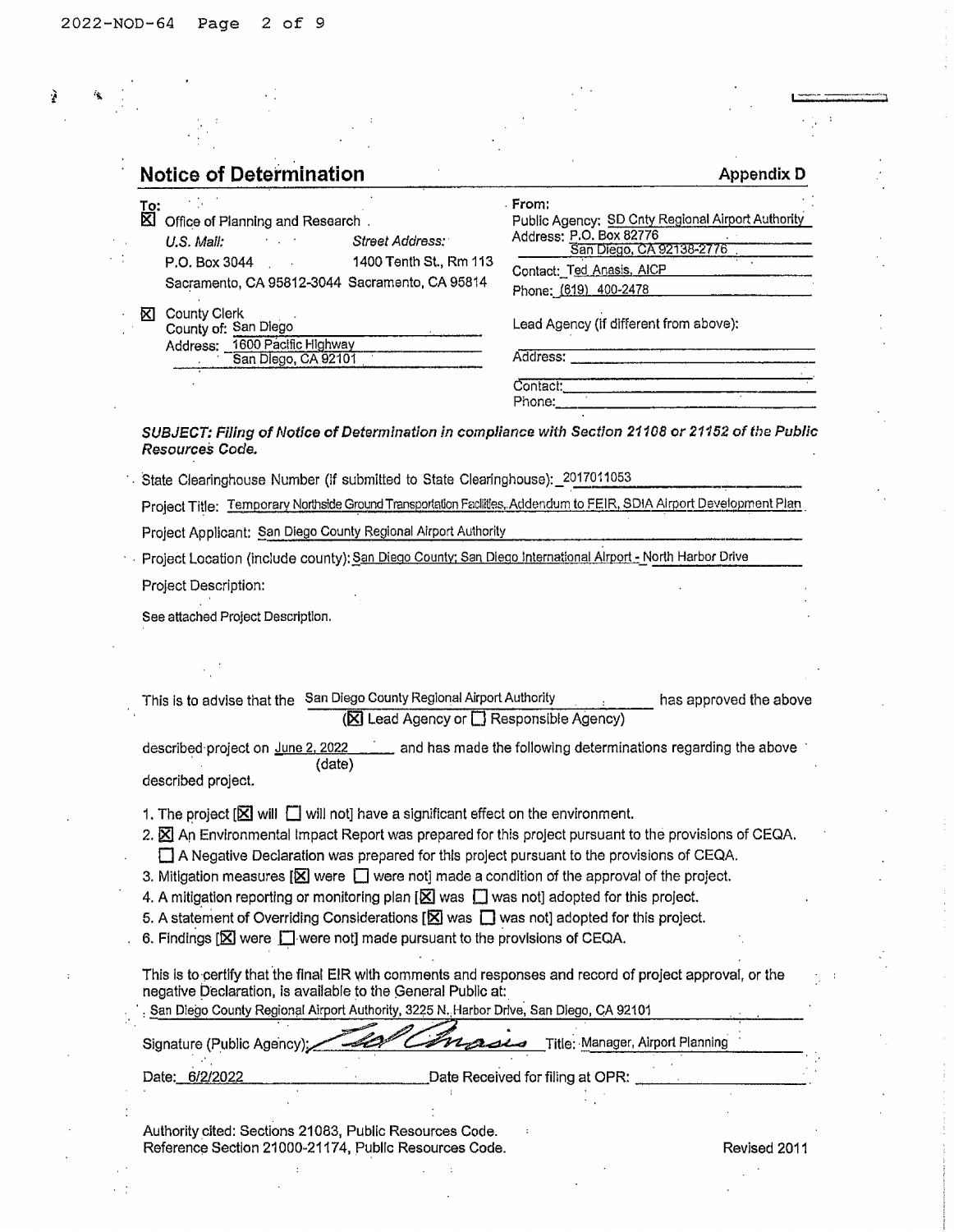# Notice of Determination

**Appendix D**

**To:**

[X] Office of Planning and Research

*U.S. Mail:* P.O. Box 3044, Sacramento, CA 95812-3044

*Street Address:* 1400 Tenth St., Rm 113, Sacramento, CA 95814

[X] County Clerk
County of: San Diego
Address: 1600 Pacific Highway
San Diego, CA 92101

**From:**

Public Agency: SD Cnty Regional Airport Authority
Address: P.O. Box 82776
San Diego, CA 92138-2776
Contact: Ted Anasis, AICP
Phone: (619) 400-2478

Lead Agency (if different from above):

Address:

Contact:
Phone:

***SUBJECT: Filing of Notice of Determination in compliance with Section 21108 or 21152 of the Public Resources Code.***

State Clearinghouse Number (if submitted to State Clearinghouse): 2017011053

Project Title: Temporary Northside Ground Transportation Facilities, Addendum to FEIR, SDIA Airport Development Plan

Project Applicant: San Diego County Regional Airport Authority

Project Location (include county): San Diego County; San Diego International Airport - North Harbor Drive

Project Description:

See attached Project Description.

This is to advise that the San Diego County Regional Airport Authority ([X] Lead Agency or [ ] Responsible Agency) has approved the above described project on June 2, 2022 (date) and has made the following determinations regarding the above described project.

1. The project [[X] will [ ] will not] have a significant effect on the environment.
2. [X] An Environmental Impact Report was prepared for this project pursuant to the provisions of CEQA.
   [ ] A Negative Declaration was prepared for this project pursuant to the provisions of CEQA.
3. Mitigation measures [[X] were [ ] were not] made a condition of the approval of the project.
4. A mitigation reporting or monitoring plan [[X] was [ ] was not] adopted for this project.
5. A statement of Overriding Considerations [[X] was [ ] was not] adopted for this project.
6. Findings [[X] were [ ] were not] made pursuant to the provisions of CEQA.

This is to certify that the final EIR with comments and responses and record of project approval, or the negative Declaration, is available to the General Public at:

San Diego County Regional Airport Authority, 3225 N. Harbor Drive, San Diego, CA 92101

Signature (Public Agency): *Ted Anasis* Title: Manager, Airport Planning

Date: 6/2/2022 Date Received for filing at OPR:

Authority cited: Sections 21083, Public Resources Code.
Reference Section 21000-21174, Public Resources Code.

Revised 2011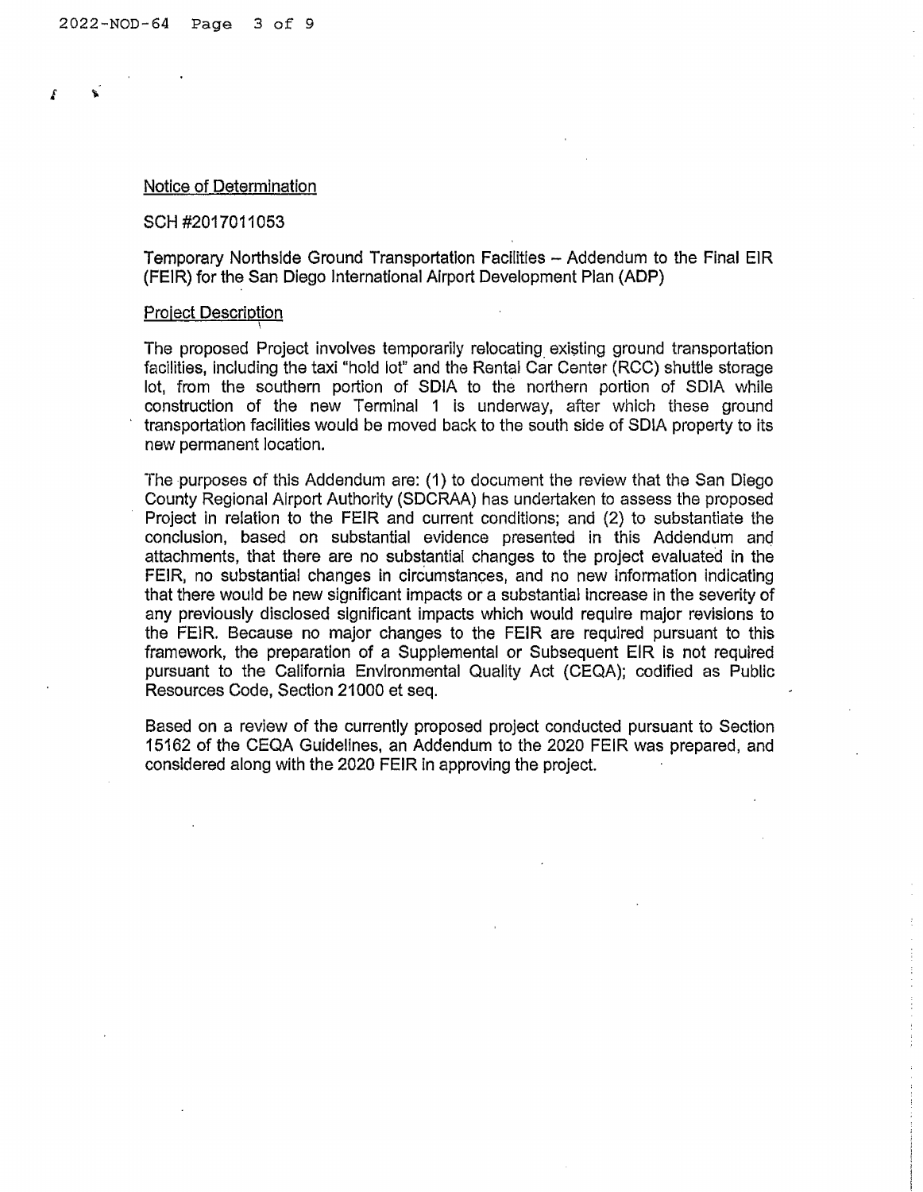Notice of Determination

SCH #2017011053

Temporary Northside Ground Transportation Facilities – Addendum to the Final EIR (FEIR) for the San Diego International Airport Development Plan (ADP)

Project Description

The proposed Project involves temporarily relocating existing ground transportation facilities, including the taxi "hold lot" and the Rental Car Center (RCC) shuttle storage lot, from the southern portion of SDIA to the northern portion of SDIA while construction of the new Terminal 1 is underway, after which these ground transportation facilities would be moved back to the south side of SDIA property to its new permanent location.

The purposes of this Addendum are: (1) to document the review that the San Diego County Regional Airport Authority (SDCRAA) has undertaken to assess the proposed Project in relation to the FEIR and current conditions; and (2) to substantiate the conclusion, based on substantial evidence presented in this Addendum and attachments, that there are no substantial changes to the project evaluated in the FEIR, no substantial changes in circumstances, and no new information indicating that there would be new significant impacts or a substantial increase in the severity of any previously disclosed significant impacts which would require major revisions to the FEIR. Because no major changes to the FEIR are required pursuant to this framework, the preparation of a Supplemental or Subsequent EIR is not required pursuant to the California Environmental Quality Act (CEQA); codified as Public Resources Code, Section 21000 et seq.

Based on a review of the currently proposed project conducted pursuant to Section 15162 of the CEQA Guidelines, an Addendum to the 2020 FEIR was prepared, and considered along with the 2020 FEIR in approving the project.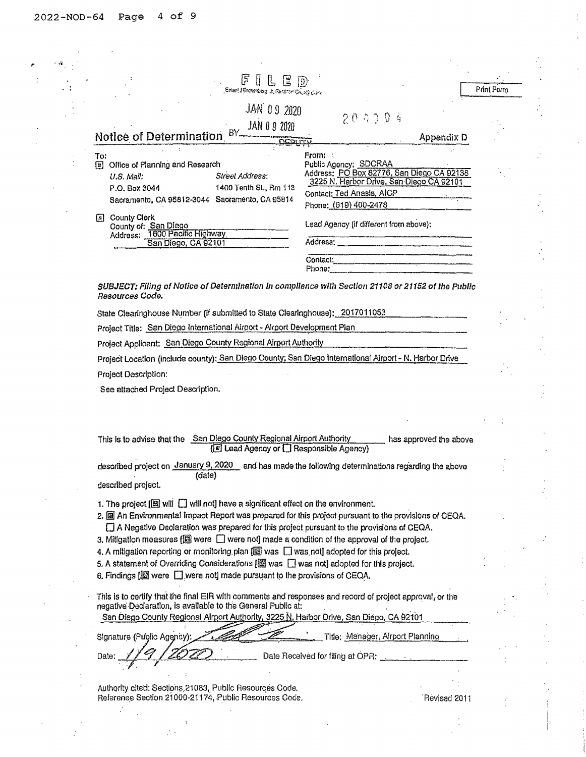FILED
Ernest J Dronenburg Jr. Recorder/County Clerk

JAN 09 2020

JAN 09 2020

BY ______ DEPUTY

200004

Print Form

## Notice of Determination

Appendix D

**To:**
[x] Office of Planning and Research

| U.S. Mail: | Street Address: |
|---|---|
| P.O. Box 3044 | 1400 Tenth St., Rm 113 |
| Sacramento, CA 95812-3044 | Sacramento, CA 95814 |

[x] County Clerk
County of: San Diego
Address: 1600 Pacific Highway
San Diego, CA 92101

**From:**
Public Agency: SDCRAA
Address: PO Box 82776, San Diego CA 92138
3225 N. Harbor Drive, San Diego CA 92101
Contact: Ted Anasis, AICP
Phone: (619) 400-2478

Lead Agency (if different from above): ______
Address: ______
Contact: ______
Phone: ______

***SUBJECT: Filing of Notice of Determination in compliance with Section 21108 or 21152 of the Public Resources Code.***

State Clearinghouse Number (if submitted to State Clearinghouse): 2017011053

Project Title: San Diego International Airport - Airport Development Plan

Project Applicant: San Diego County Regional Airport Authority

Project Location (include county): San Diego County; San Diego International Airport - N. Harbor Drive

Project Description:

See attached Project Description.

This is to advise that the San Diego County Regional Airport Authority has approved the above
([x] Lead Agency or [ ] Responsible Agency)

described project on January 9, 2020 (date) and has made the following determinations regarding the above described project.

1. The project [[x] will [ ] will not] have a significant effect on the environment.
2. [x] An Environmental Impact Report was prepared for this project pursuant to the provisions of CEQA.
   [ ] A Negative Declaration was prepared for this project pursuant to the provisions of CEQA.
3. Mitigation measures [[x] were [ ] were not] made a condition of the approval of the project.
4. A mitigation reporting or monitoring plan [[x] was [ ] was not] adopted for this project.
5. A statement of Overriding Considerations [[x] was [ ] was not] adopted for this project.
6. Findings [[x] were [ ] were not] made pursuant to the provisions of CEQA.

This is to certify that the final EIR with comments and responses and record of project approval, or the negative Declaration, is available to the General Public at:
San Diego County Regional Airport Authority, 3225 N. Harbor Drive, San Diego, CA 92101

Signature (Public Agency): [signature] Title: Manager, Airport Planning

Date: 1/9/2020 Date Received for filing at OPR: ______

Authority cited: Sections 21083, Public Resources Code.
Reference Section 21000-21174, Public Resources Code.

Revised 2011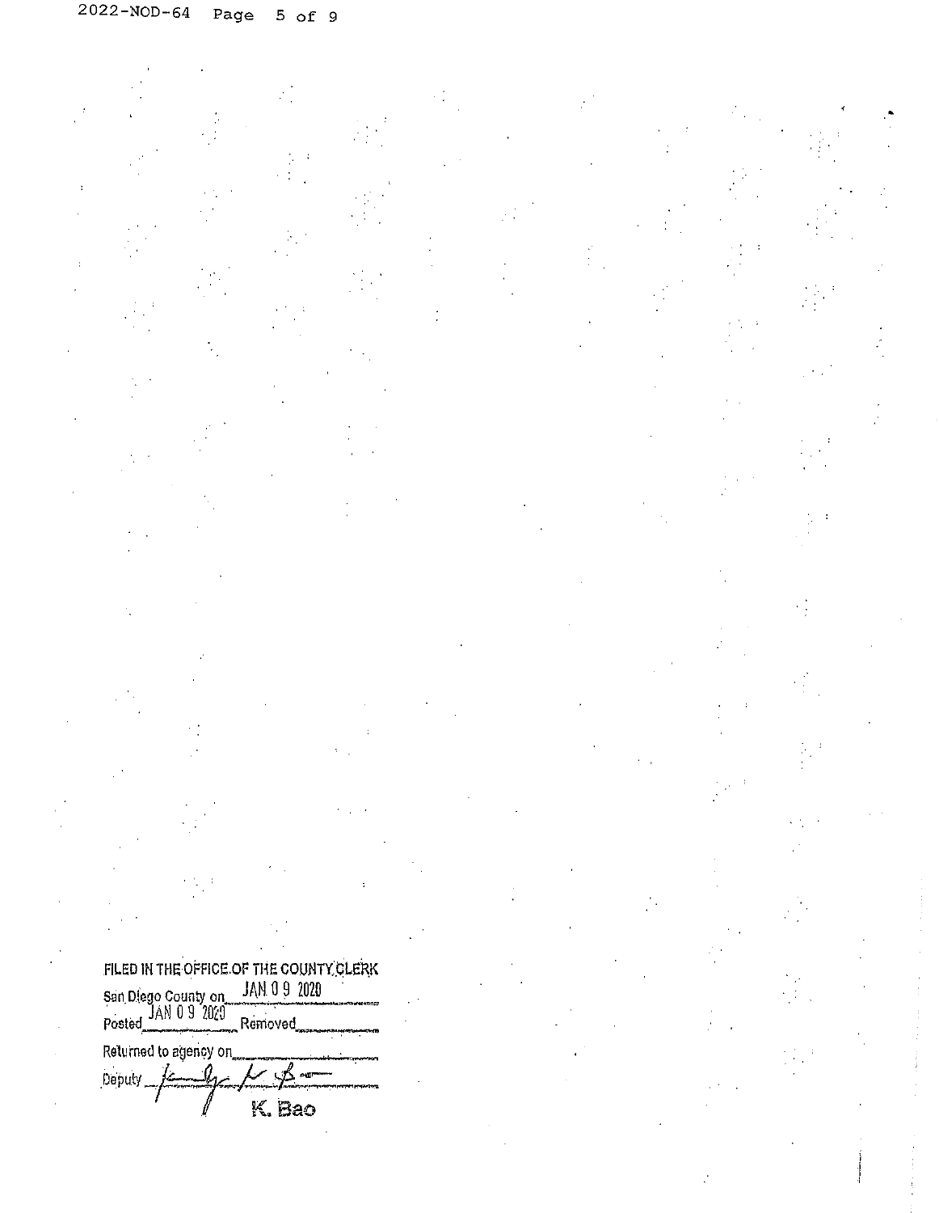FILED IN THE OFFICE OF THE COUNTY CLERK

San Diego County on JAN 0 9 2020

Posted JAN 0 9 2020 Removed

Returned to agency on

Deputy

K. Bao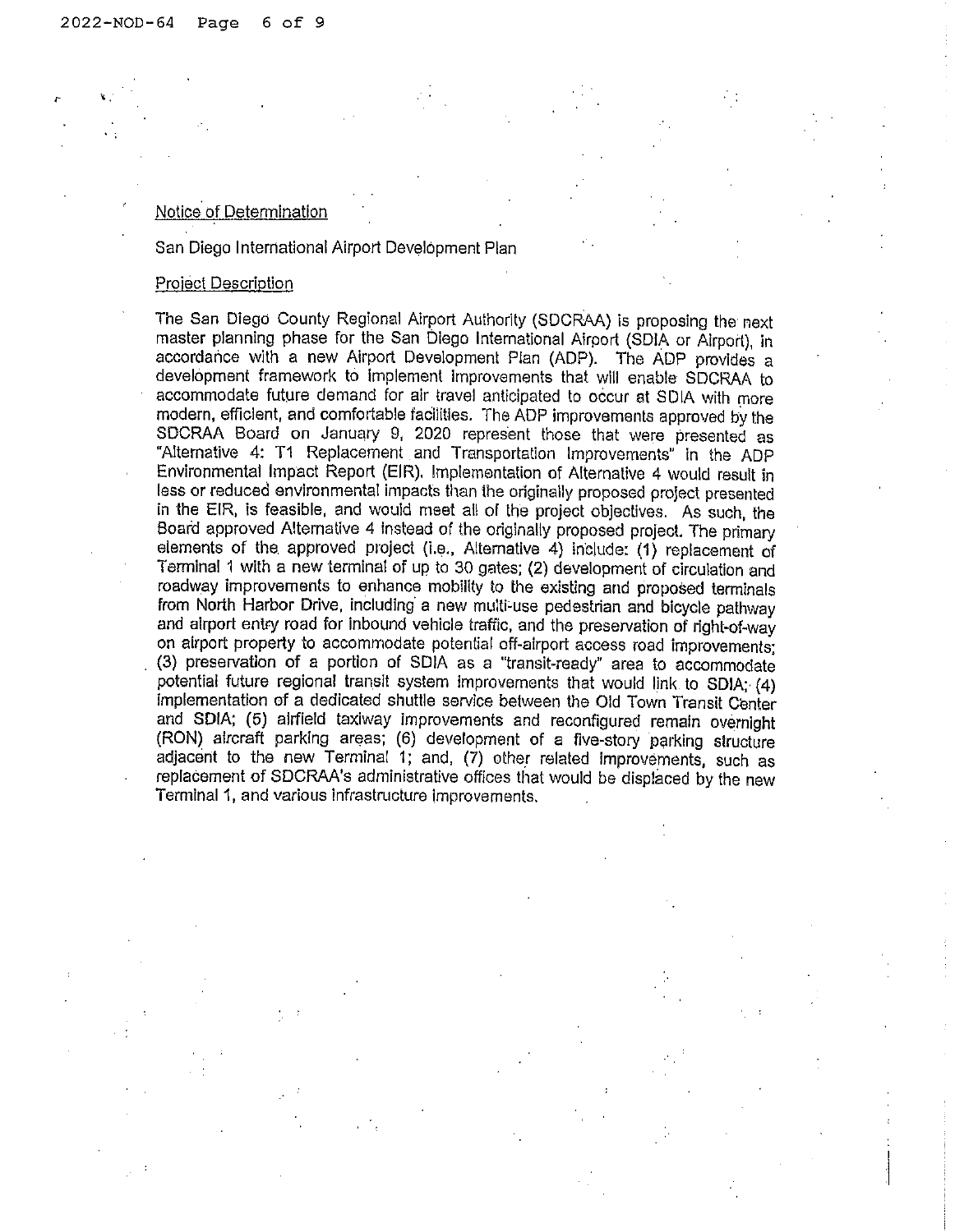Notice of Determination

San Diego International Airport Development Plan

Project Description

The San Diego County Regional Airport Authority (SDCRAA) is proposing the next master planning phase for the San Diego International Airport (SDIA or Airport), in accordance with a new Airport Development Plan (ADP). The ADP provides a development framework to implement improvements that will enable SDCRAA to accommodate future demand for air travel anticipated to occur at SDIA with more modern, efficient, and comfortable facilities. The ADP improvements approved by the SDCRAA Board on January 9, 2020 represent those that were presented as "Alternative 4: T1 Replacement and Transportation Improvements" in the ADP Environmental Impact Report (EIR). Implementation of Alternative 4 would result in less or reduced environmental impacts than the originally proposed project presented in the EIR, is feasible, and would meet all of the project objectives. As such, the Board approved Alternative 4 instead of the originally proposed project. The primary elements of the approved project (i.e., Alternative 4) include: (1) replacement of Terminal 1 with a new terminal of up to 30 gates; (2) development of circulation and roadway improvements to enhance mobility to the existing and proposed terminals from North Harbor Drive, including a new multi-use pedestrian and bicycle pathway and airport entry road for inbound vehicle traffic, and the preservation of right-of-way on airport property to accommodate potential off-airport access road improvements; (3) preservation of a portion of SDIA as a "transit-ready" area to accommodate potential future regional transit system improvements that would link to SDIA; (4) implementation of a dedicated shuttle service between the Old Town Transit Center and SDIA; (5) airfield taxiway improvements and reconfigured remain overnight (RON) aircraft parking areas; (6) development of a five-story parking structure adjacent to the new Terminal 1; and, (7) other related improvements, such as replacement of SDCRAA's administrative offices that would be displaced by the new Terminal 1, and various infrastructure improvements.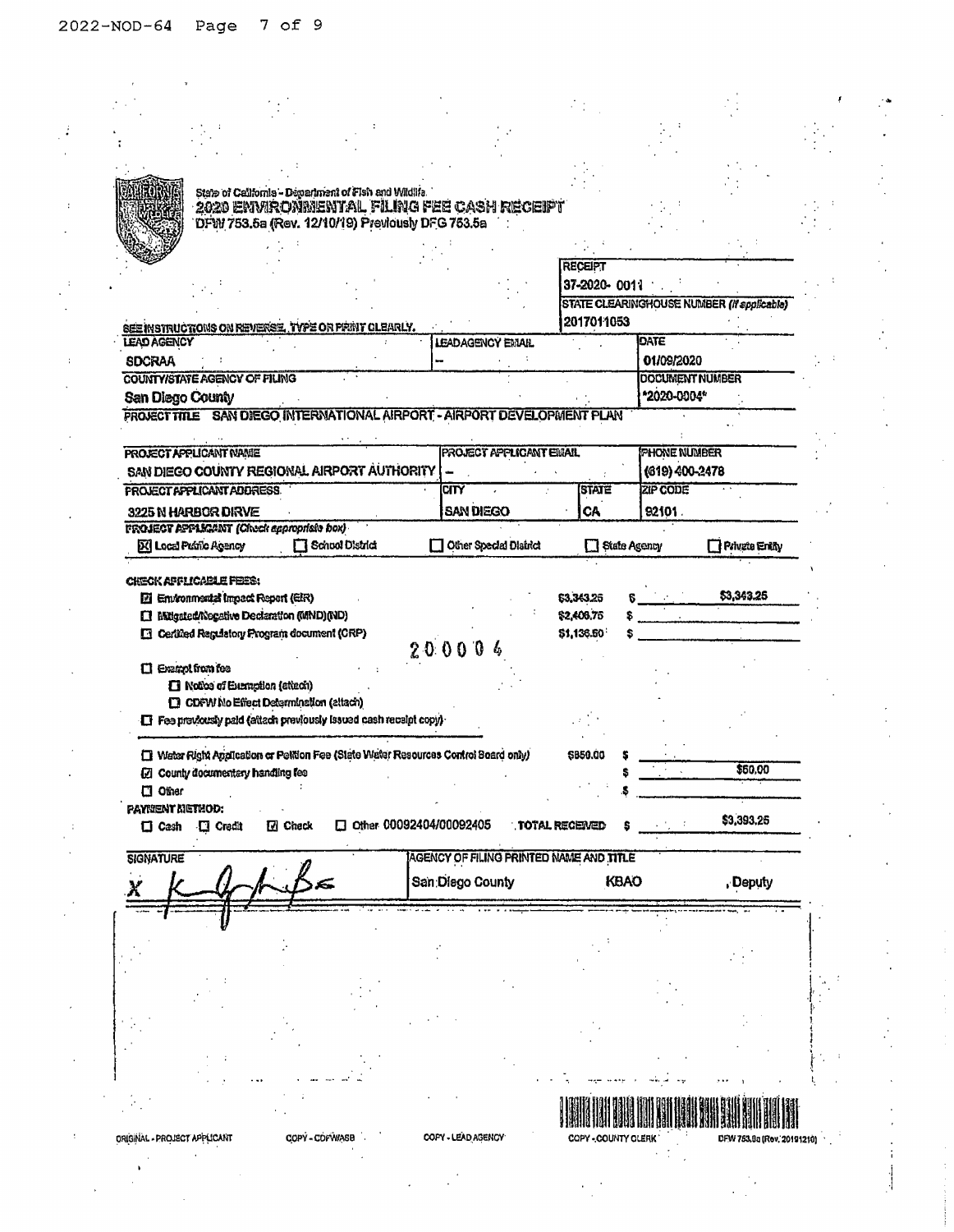State of California - Department of Fish and Wildlife
**2020 ENVIRONMENTAL FILING FEE CASH RECEIPT**
DFW 753.5a (Rev. 12/10/19) Previously DFG 753.5a

| | |
|---|---|
| RECEIPT | 37-2020- 0011 |
| STATE CLEARINGHOUSE NUMBER *(if applicable)* | 2017011053 |

SEE INSTRUCTIONS ON REVERSE. TYPE OR PRINT CLEARLY.

| LEAD AGENCY | LEADAGENCY EMAIL | DATE |
|---|---|---|
| SDCRAA | -- | 01/09/2020 |

| COUNTY/STATE AGENCY OF FILING | DOCUMENT NUMBER |
|---|---|
| San Diego County | "2020-0004" |

PROJECT TITLE SAN DIEGO INTERNATIONAL AIRPORT - AIRPORT DEVELOPMENT PLAN

| PROJECT APPLICANT NAME | PROJECT APPLICANT EMAIL | PHONE NUMBER |
|---|---|---|
| SAN DIEGO COUNTY REGIONAL AIRPORT AUTHORITY | -- | (619) 400-2478 |

| PROJECT APPLICANT ADDRESS | CITY | STATE | ZIP CODE |
|---|---|---|---|
| 3225 N HARBOR DIRVE | SAN DIEGO | CA | 92101 |

PROJECT APPLICANT *(Check appropriate box)*

- [x] Local Public Agency
- [ ] School District
- [ ] Other Special District
- [ ] State Agency
- [ ] Private Entity

CHECK APPLICABLE FEES:

| Fee | Amount | Total |
|---|---|---|
| [x] Environmental Impact Report (EIR) | $3,343.25 | $ $3,343.25 |
| [ ] Mitigated/Negative Declaration (MND)(ND) | $2,406.75 | $ |
| [ ] Certified Regulatory Program document (CRP) | $1,136.50 | $ |

200004

- [ ] Exempt from fee
  - [ ] Notice of Exemption (attach)
  - [ ] CDFW No Effect Determination (attach)
- [ ] Fee previously paid (attach previously issued cash receipt copy)

| Fee | Amount | Total |
|---|---|---|
| [ ] Water Right Application or Petition Fee (State Water Resources Control Board only) | $850.00 | $ |
| [x] County documentary handling fee | | $ $50.00 |
| [ ] Other | | $ |

PAYMENT METHOD:

- [ ] Cash
- [ ] Credit
- [x] Check
- [ ] Other 00092404/00092405

TOTAL RECEIVED $ $3,393.25

| SIGNATURE | AGENCY OF FILING PRINTED NAME AND TITLE | | |
|---|---|---|---|
| X [signature] | San Diego County | KBAO | , Deputy |

ORIGINAL - PROJECT APPLICANT COPY - CDFW/ASB COPY - LEAD AGENCY COPY - COUNTY CLERK DFW 753.5a (Rev. 20191210)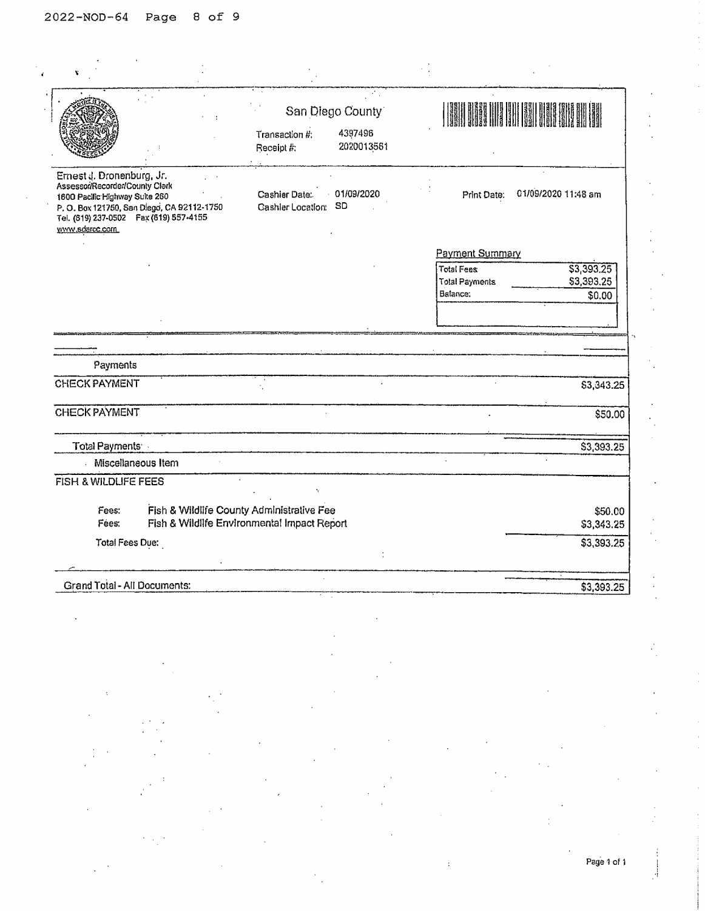San Diego County

Transaction #: 4397496
Receipt #: 2020013561

Ernest J. Dronenburg, Jr.
Assessor/Recorder/County Clerk
1600 Pacific Highway Suite 260
P. O. Box 121750, San Diego, CA 92112-1750
Tel. (619) 237-0502 Fax (619) 557-4155
www.sdarcc.com

Cashier Date: 01/09/2020
Cashier Location: SD

Print Date: 01/09/2020 11:48 am

**Payment Summary**

| | |
|---|---|
| Total Fees | $3,393.25 |
| Total Payments | $3,393.25 |
| Balance: | $0.00 |

| Payments | |
|---|---|
| CHECK PAYMENT | $3,343.25 |
| CHECK PAYMENT | $50.00 |
| Total Payments | $3,393.25 |

Miscellaneous Item

FISH & WILDLIFE FEES

| | | |
|---|---|---|
| Fees: | Fish & Wildlife County Administrative Fee | $50.00 |
| Fees: | Fish & Wildlife Environmental Impact Report | $3,343.25 |
| Total Fees Due: | | $3,393.25 |

Grand Total - All Documents: $3,393.25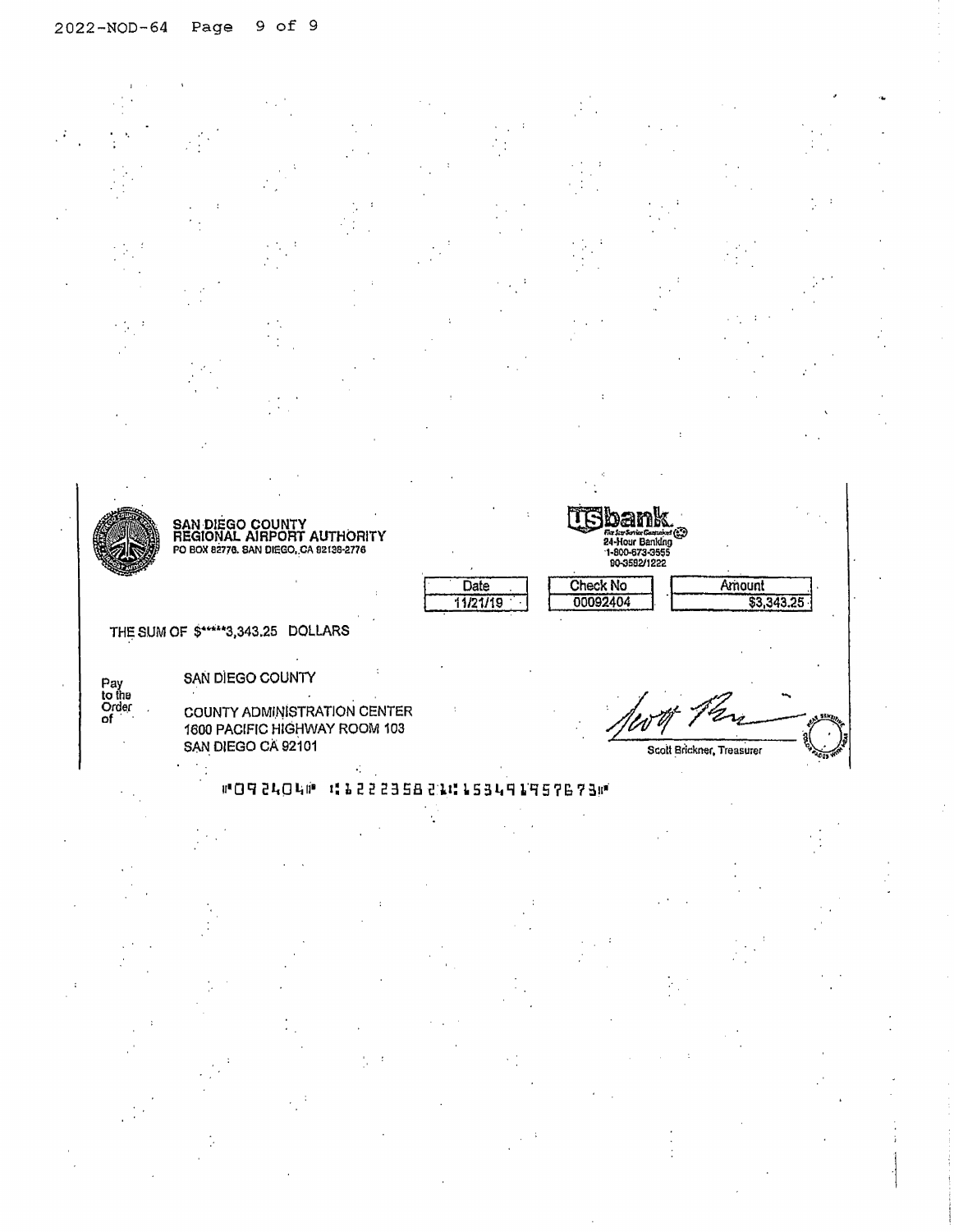**SAN DIEGO COUNTY REGIONAL AIRPORT AUTHORITY**
PO BOX 82776. SAN DIEGO, CA 92138-2776

**usbank**
24-Hour Banking
1-800-673-3555
90-3592/1222

| Date | Check No | Amount |
|---|---|---|
| 11/21/19 | 00092404 | $3,343.25 |

THE SUM OF $*****3,343.25 DOLLARS

Pay to the Order of

SAN DIEGO COUNTY

COUNTY ADMINISTRATION CENTER
1600 PACIFIC HIGHWAY ROOM 103
SAN DIEGO CA 92101

Scott Brickner, Treasurer

⑈092404⑈ ⑆122235821⑆153491957673⑈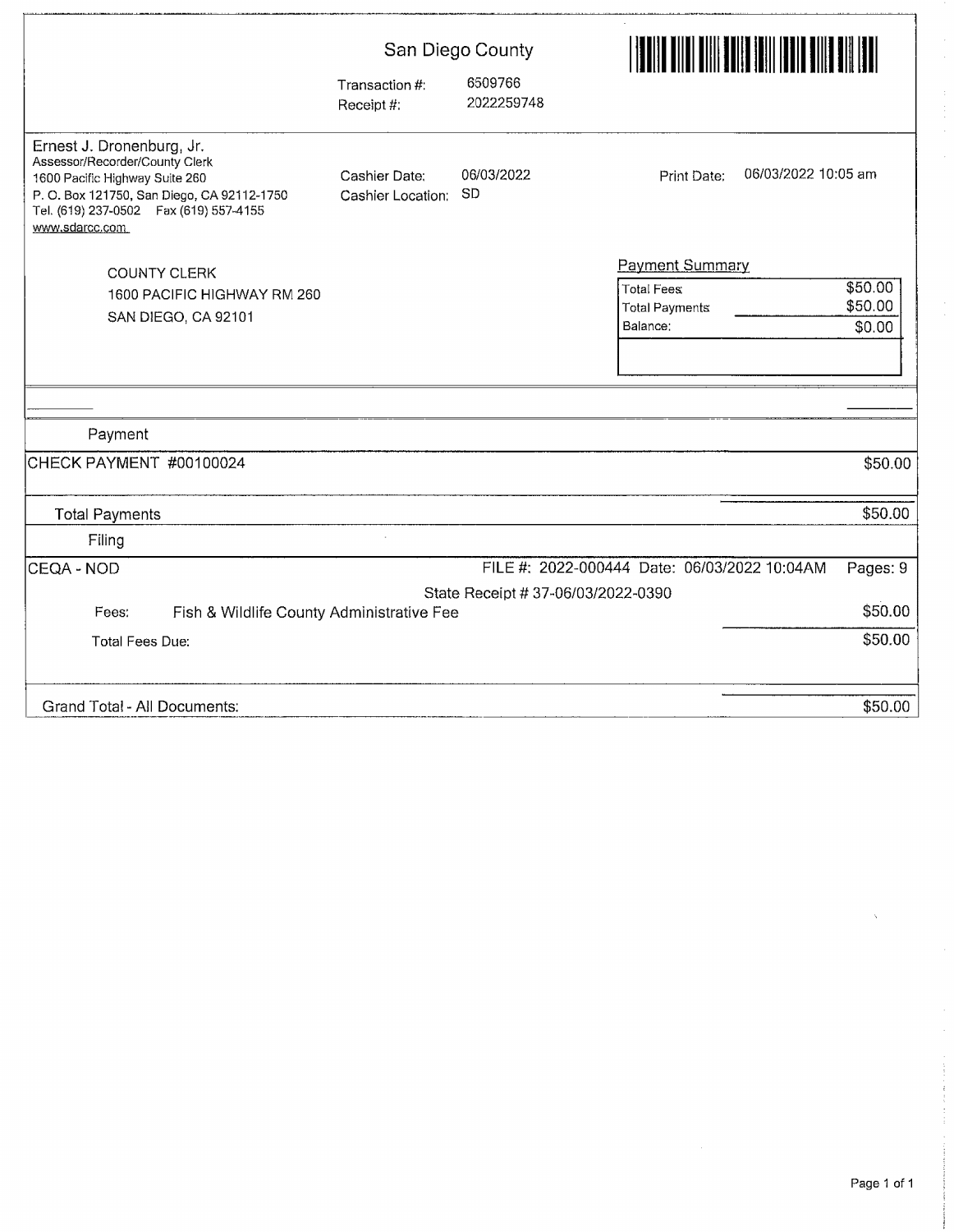San Diego County

Transaction #: 6509766
Receipt #: 2022259748

Ernest J. Dronenburg, Jr.
Assessor/Recorder/County Clerk
1600 Pacific Highway Suite 260
P. O. Box 121750, San Diego, CA 92112-1750
Tel. (619) 237-0502 Fax (619) 557-4155
www.sdarcc.com

Cashier Date: 06/03/2022
Cashier Location: SD

Print Date: 06/03/2022 10:05 am

COUNTY CLERK
1600 PACIFIC HIGHWAY RM 260
SAN DIEGO, CA 92101

**Payment Summary**

| | |
|---|---|
| Total Fees | $50.00 |
| Total Payments | $50.00 |
| Balance: | $0.00 |

| | | |
|---|---|---|
| **Payment** | | |
| CHECK PAYMENT #00100024 | | $50.00 |
| Total Payments | | $50.00 |
| **Filing** | | |
| CEQA - NOD | FILE #: 2022-000444 Date: 06/03/2022 10:04AM | Pages: 9 |
| | State Receipt # 37-06/03/2022-0390 | |
| Fees: Fish & Wildlife County Administrative Fee | | $50.00 |
| Total Fees Due: | | $50.00 |
| Grand Total - All Documents: | | $50.00 |